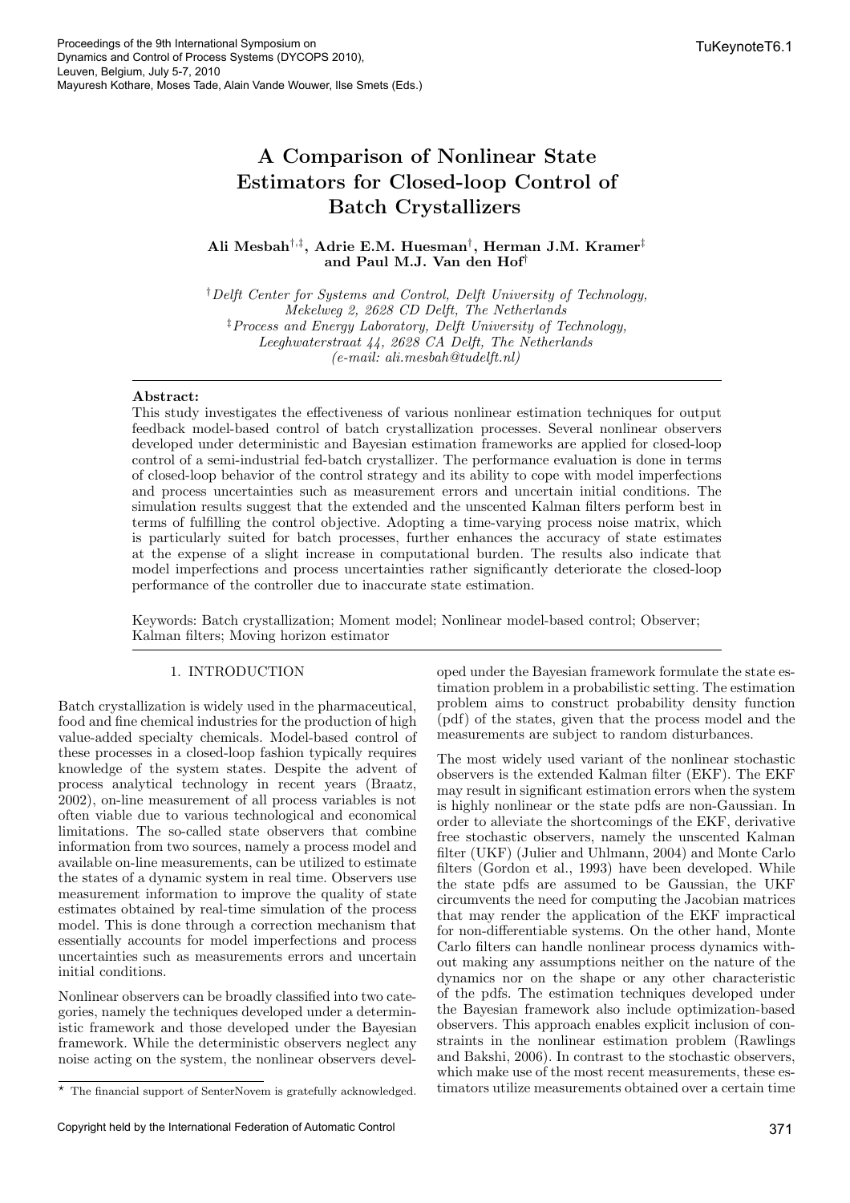# A Comparison of Nonlinear State Estimators for Closed-loop Control of Batch Crystallizers

**Ali Mesbah[†,‡], Adrie E.M. Huesman[†], Herman J.M. Kramer[‡] and Paul M.J. Van den Hof[†]**

[†] *Delft Center for Systems and Control, Delft University of Technology, Mekelweg 2, 2628 CD Delft, The Netherlands*
[‡] *Process and Energy Laboratory, Delft University of Technology, Leeghwaterstraat 44, 2628 CA Delft, The Netherlands*
*(e-mail: ali.mesbah@tudelft.nl)*

**Abstract:**
This study investigates the effectiveness of various nonlinear estimation techniques for output feedback model-based control of batch crystallization processes. Several nonlinear observers developed under deterministic and Bayesian estimation frameworks are applied for closed-loop control of a semi-industrial fed-batch crystallizer. The performance evaluation is done in terms of closed-loop behavior of the control strategy and its ability to cope with model imperfections and process uncertainties such as measurement errors and uncertain initial conditions. The simulation results suggest that the extended and the unscented Kalman filters perform best in terms of fulfilling the control objective. Adopting a time-varying process noise matrix, which is particularly suited for batch processes, further enhances the accuracy of state estimates at the expense of a slight increase in computational burden. The results also indicate that model imperfections and process uncertainties rather significantly deteriorate the closed-loop performance of the controller due to inaccurate state estimation.

Keywords: Batch crystallization; Moment model; Nonlinear model-based control; Observer; Kalman filters; Moving horizon estimator

## 1. INTRODUCTION

Batch crystallization is widely used in the pharmaceutical, food and fine chemical industries for the production of high value-added specialty chemicals. Model-based control of these processes in a closed-loop fashion typically requires knowledge of the system states. Despite the advent of process analytical technology in recent years (Braatz, 2002), on-line measurement of all process variables is not often viable due to various technological and economical limitations. The so-called state observers that combine information from two sources, namely a process model and available on-line measurements, can be utilized to estimate the states of a dynamic system in real time. Observers use measurement information to improve the quality of state estimates obtained by real-time simulation of the process model. This is done through a correction mechanism that essentially accounts for model imperfections and process uncertainties such as measurements errors and uncertain initial conditions.

Nonlinear observers can be broadly classified into two categories, namely the techniques developed under a deterministic framework and those developed under the Bayesian framework. While the deterministic observers neglect any noise acting on the system, the nonlinear observers developed under the Bayesian framework formulate the state estimation problem in a probabilistic setting. The estimation problem aims to construct probability density function (pdf) of the states, given that the process model and the measurements are subject to random disturbances.

The most widely used variant of the nonlinear stochastic observers is the extended Kalman filter (EKF). The EKF may result in significant estimation errors when the system is highly nonlinear or the state pdfs are non-Gaussian. In order to alleviate the shortcomings of the EKF, derivative free stochastic observers, namely the unscented Kalman filter (UKF) (Julier and Uhlmann, 2004) and Monte Carlo filters (Gordon et al., 1993) have been developed. While the state pdfs are assumed to be Gaussian, the UKF circumvents the need for computing the Jacobian matrices that may render the application of the EKF impractical for non-differentiable systems. On the other hand, Monte Carlo filters can handle nonlinear process dynamics without making any assumptions neither on the nature of the dynamics nor on the shape or any other characteristic of the pdfs. The estimation techniques developed under the Bayesian framework also include optimization-based observers. This approach enables explicit inclusion of constraints in the nonlinear estimation problem (Rawlings and Bakshi, 2006). In contrast to the stochastic observers, which make use of the most recent measurements, these estimators utilize measurements obtained over a certain time

⋆ The financial support of SenterNovem is gratefully acknowledged.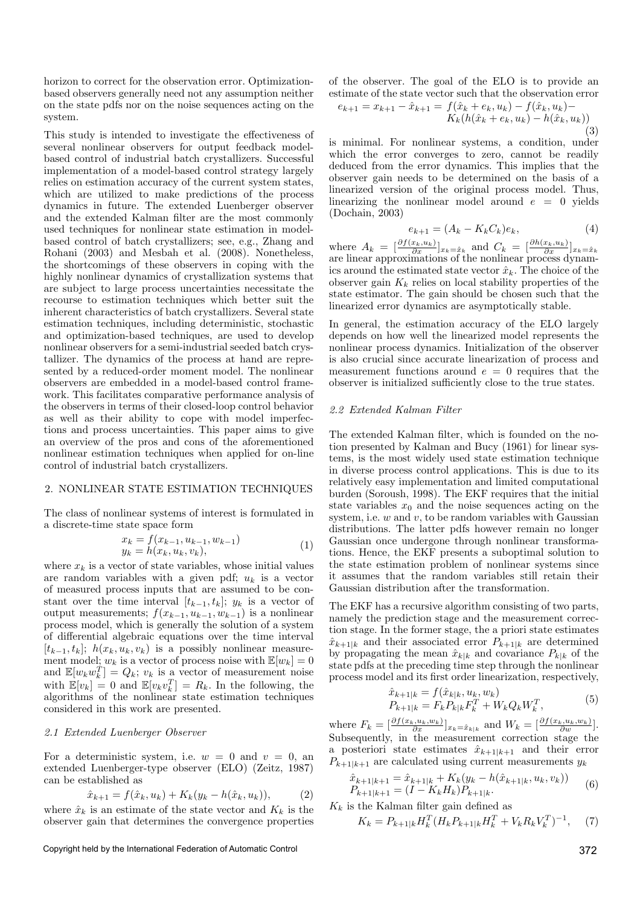horizon to correct for the observation error. Optimization-based observers generally need not any assumption neither on the state pdfs nor on the noise sequences acting on the system.

This study is intended to investigate the effectiveness of several nonlinear observers for output feedback model-based control of industrial batch crystallizers. Successful implementation of a model-based control strategy largely relies on estimation accuracy of the current system states, which are utilized to make predictions of the process dynamics in future. The extended Luenberger observer and the extended Kalman filter are the most commonly used techniques for nonlinear state estimation in model-based control of batch crystallizers; see, e.g., Zhang and Rohani (2003) and Mesbah et al. (2008). Nonetheless, the shortcomings of these observers in coping with the highly nonlinear dynamics of crystallization systems that are subject to large process uncertainties necessitate the recourse to estimation techniques which better suit the inherent characteristics of batch crystallizers. Several state estimation techniques, including deterministic, stochastic and optimization-based techniques, are used to develop nonlinear observers for a semi-industrial seeded batch crystallizer. The dynamics of the process at hand are represented by a reduced-order moment model. The nonlinear observers are embedded in a model-based control framework. This facilitates comparative performance analysis of the observers in terms of their closed-loop control behavior as well as their ability to cope with model imperfections and process uncertainties. This paper aims to give an overview of the pros and cons of the aforementioned nonlinear estimation techniques when applied for on-line control of industrial batch crystallizers.

## 2. NONLINEAR STATE ESTIMATION TECHNIQUES

The class of nonlinear systems of interest is formulated in a discrete-time state space form

$$\begin{aligned} x_k &= f(x_{k-1}, u_{k-1}, w_{k-1}) \\ y_k &= h(x_k, u_k, v_k), \end{aligned} \tag{1}$$

where $x_k$ is a vector of state variables, whose initial values are random variables with a given pdf; $u_k$ is a vector of measured process inputs that are assumed to be constant over the time interval $[t_{k-1}, t_k]$; $y_k$ is a vector of output measurements; $f(x_{k-1}, u_{k-1}, w_{k-1})$ is a nonlinear process model, which is generally the solution of a system of differential algebraic equations over the time interval $[t_{k-1}, t_k]$; $h(x_k, u_k, v_k)$ is a possibly nonlinear measurement model; $w_k$ is a vector of process noise with $\mathbb{E}[w_k] = 0$ and $\mathbb{E}[w_k w_k^T] = Q_k$; $v_k$ is a vector of measurement noise with $\mathbb{E}[v_k] = 0$ and $\mathbb{E}[v_k v_k^T] = R_k$. In the following, the algorithms of the nonlinear state estimation techniques considered in this work are presented.

### *2.1 Extended Luenberger Observer*

For a deterministic system, i.e. $w = 0$ and $v = 0$, an extended Luenberger-type observer (ELO) (Zeitz, 1987) can be established as

$$\hat{x}_{k+1} = f(\hat{x}_k, u_k) + K_k(y_k - h(\hat{x}_k, u_k)), \tag{2}$$

where $\hat{x}_k$ is an estimate of the state vector and $K_k$ is the observer gain that determines the convergence properties of the observer. The goal of the ELO is to provide an estimate of the state vector such that the observation error

$$\begin{aligned} e_{k+1} = x_{k+1} - \hat{x}_{k+1} = f(\hat{x}_k + e_k, u_k) - f(\hat{x}_k, u_k) - \\ K_k(h(\hat{x}_k + e_k, u_k) - h(\hat{x}_k, u_k)) \end{aligned} \tag{3}$$

is minimal. For nonlinear systems, a condition, under which the error converges to zero, cannot be readily deduced from the error dynamics. This implies that the observer gain needs to be determined on the basis of a linearized version of the original process model. Thus, linearizing the nonlinear model around $e = 0$ yields (Dochain, 2003)

$$e_{k+1} = (A_k - K_k C_k)e_k, \tag{4}$$

where $A_k = [\frac{\partial f(x_k, u_k)}{\partial x}]_{x_k = \hat{x}_k}$ and $C_k = [\frac{\partial h(x_k, u_k)}{\partial x}]_{x_k = \hat{x}_k}$ are linear approximations of the nonlinear process dynamics around the estimated state vector $\hat{x}_k$. The choice of the observer gain $K_k$ relies on local stability properties of the state estimator. The gain should be chosen such that the linearized error dynamics are asymptotically stable.

In general, the estimation accuracy of the ELO largely depends on how well the linearized model represents the nonlinear process dynamics. Initialization of the observer is also crucial since accurate linearization of process and measurement functions around $e = 0$ requires that the observer is initialized sufficiently close to the true states.

### *2.2 Extended Kalman Filter*

The extended Kalman filter, which is founded on the notion presented by Kalman and Bucy (1961) for linear systems, is the most widely used state estimation technique in diverse process control applications. This is due to its relatively easy implementation and limited computational burden (Soroush, 1998). The EKF requires that the initial state variables $x_0$ and the noise sequences acting on the system, i.e. $w$ and $v$, to be random variables with Gaussian distributions. The latter pdfs however remain no longer Gaussian once undergone through nonlinear transformations. Hence, the EKF presents a suboptimal solution to the state estimation problem of nonlinear systems since it assumes that the random variables still retain their Gaussian distribution after the transformation.

The EKF has a recursive algorithm consisting of two parts, namely the prediction stage and the measurement correction stage. In the former stage, the a priori state estimates $\hat{x}_{k+1|k}$ and their associated error $P_{k+1|k}$ are determined by propagating the mean $\hat{x}_{k|k}$ and covariance $P_{k|k}$ of the state pdfs at the preceding time step through the nonlinear process model and its first order linearization, respectively,

$$\begin{aligned} \hat{x}_{k+1|k} &= f(\hat{x}_{k|k}, u_k, w_k) \\ P_{k+1|k} &= F_k P_{k|k} F_k^T + W_k Q_k W_k^T, \end{aligned} \tag{5}$$

where $F_k = [\frac{\partial f(x_k, u_k, w_k)}{\partial x}]_{x_k = \hat{x}_{k|k}}$ and $W_k = [\frac{\partial f(x_k, u_k, w_k)}{\partial w}]$. Subsequently, in the measurement correction stage the a posteriori state estimates $\hat{x}_{k+1|k+1}$ and their error $P_{k+1|k+1}$ are calculated using current measurements $y_k$

$$\begin{aligned} \hat{x}_{k+1|k+1} &= \hat{x}_{k+1|k} + K_k(y_k - h(\hat{x}_{k+1|k}, u_k, v_k)) \\ P_{k+1|k+1} &= (I - K_k H_k) P_{k+1|k}. \end{aligned} \tag{6}$$

$K_k$ is the Kalman filter gain defined as

$$K_k = P_{k+1|k} H_k^T (H_k P_{k+1|k} H_k^T + V_k R_k V_k^T)^{-1}, \tag{7}$$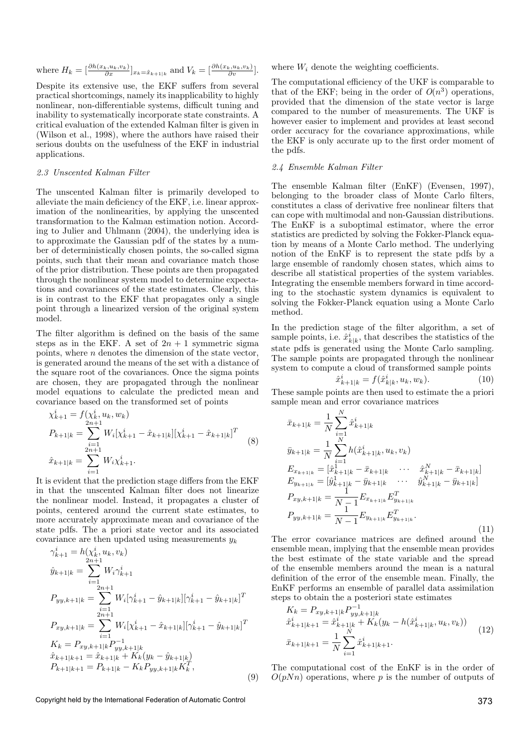where $H_k = [\frac{\partial h(x_k,u_k,v_k)}{\partial x}]_{x_k=\hat{x}_{k+1|k}}$ and $V_k = [\frac{\partial h(x_k,u_k,v_k)}{\partial v}]$.

Despite its extensive use, the EKF suffers from several practical shortcomings, namely its inapplicability to highly nonlinear, non-differentiable systems, difficult tuning and inability to systematically incorporate state constraints. A critical evaluation of the extended Kalman filter is given in (Wilson et al., 1998), where the authors have raised their serious doubts on the usefulness of the EKF in industrial applications.

### *2.3 Unscented Kalman Filter*

The unscented Kalman filter is primarily developed to alleviate the main deficiency of the EKF, i.e. linear approximation of the nonlinearities, by applying the unscented transformation to the Kalman estimation notion. According to Julier and Uhlmann (2004), the underlying idea is to approximate the Gaussian pdf of the states by a number of deterministically chosen points, the so-called sigma points, such that their mean and covariance match those of the prior distribution. These points are then propagated through the nonlinear system model to determine expectations and covariances of the state estimates. Clearly, this is in contrast to the EKF that propagates only a single point through a linearized version of the original system model.

The filter algorithm is defined on the basis of the same steps as in the EKF. A set of $2n + 1$ symmetric sigma points, where $n$ denotes the dimension of the state vector, is generated around the means of the set with a distance of the square root of the covariances. Once the sigma points are chosen, they are propagated through the nonlinear model equations to calculate the predicted mean and covariance based on the transformed set of points

$$
\begin{aligned}
\chi^i_{k+1} &= f(\chi^i_k, u_k, w_k) \\
P_{k+1|k} &= \sum_{i=1}^{2n+1} W_i [\chi^i_{k+1} - \hat{x}_{k+1|k}][\chi^i_{k+1} - \hat{x}_{k+1|k}]^T \\
\hat{x}_{k+1|k} &= \sum_{i=1}^{2n+1} W_i \chi^i_{k+1}.
\end{aligned}
\tag{8}
$$

It is evident that the prediction stage differs from the EKF in that the unscented Kalman filter does not linearize the nonlinear model. Instead, it propagates a cluster of points, centered around the current state estimates, to more accurately approximate mean and covariance of the state pdfs. The a priori state vector and its associated covariance are then updated using measurements $y_k$

$$
\begin{aligned}
\gamma^i_{k+1} &= h(\chi^i_k, u_k, v_k) \\
\hat{y}_{k+1|k} &= \sum_{i=1}^{2n+1} W_i \gamma^i_{k+1} \\
P_{yy,k+1|k} &= \sum_{i=1}^{2n+1} W_i [\gamma^i_{k+1} - \hat{y}_{k+1|k}][\gamma^i_{k+1} - \hat{y}_{k+1|k}]^T \\
P_{xy,k+1|k} &= \sum_{i=1}^{2n+1} W_i [\chi^i_{k+1} - \hat{x}_{k+1|k}][\gamma^i_{k+1} - \hat{y}_{k+1|k}]^T \\
K_k &= P_{xy,k+1|k} P^{-1}_{yy,k+1|k} \\
\hat{x}_{k+1|k+1} &= \hat{x}_{k+1|k} + K_k (y_k - \hat{y}_{k+1|k}) \\
P_{k+1|k+1} &= P_{k+1|k} - K_k P_{yy,k+1|k} K^T_k,
\end{aligned}
\tag{9}
$$

where $W_i$ denote the weighting coefficients.

The computational efficiency of the UKF is comparable to that of the EKF; being in the order of $O(n^3)$ operations, provided that the dimension of the state vector is large compared to the number of measurements. The UKF is however easier to implement and provides at least second order accuracy for the covariance approximations, while the EKF is only accurate up to the first order moment of the pdfs.

### *2.4 Ensemble Kalman Filter*

The ensemble Kalman filter (EnKF) (Evensen, 1997), belonging to the broader class of Monte Carlo filters, constitutes a class of derivative free nonlinear filters that can cope with multimodal and non-Gaussian distributions. The EnKF is a suboptimal estimator, where the error statistics are predicted by solving the Fokker-Planck equation by means of a Monte Carlo method. The underlying notion of the EnKF is to represent the state pdfs by a large ensemble of randomly chosen states, which aims to describe all statistical properties of the system variables. Integrating the ensemble members forward in time according to the stochastic system dynamics is equivalent to solving the Fokker-Planck equation using a Monte Carlo method.

In the prediction stage of the filter algorithm, a set of sample points, i.e. $\hat{x}^i_{k|k}$, that describes the statistics of the state pdfs is generated using the Monte Carlo sampling. The sample points are propagated through the nonlinear system to compute a cloud of transformed sample points

$$
\hat{x}^i_{k+1|k} = f(\hat{x}^i_{k|k}, u_k, w_k). \tag{10}
$$

These sample points are then used to estimate the a priori sample mean and error covariance matrices

$$
\begin{aligned}
\bar{x}_{k+1|k} &= \frac{1}{N} \sum_{i=1}^{N} \hat{x}^i_{k+1|k} \\
\bar{y}_{k+1|k} &= \frac{1}{N} \sum_{i=1}^{N} h(\hat{x}^i_{k+1|k}, u_k, v_k) \\
E_{x_{k+1|k}} &= [\hat{x}^1_{k+1|k} - \bar{x}_{k+1|k} \quad \cdots \quad \hat{x}^N_{k+1|k} - \bar{x}_{k+1|k}] \\
E_{y_{k+1|k}} &= [\hat{y}^1_{k+1|k} - \bar{y}_{k+1|k} \quad \cdots \quad \hat{y}^N_{k+1|k} - \bar{y}_{k+1|k}] \\
P_{xy,k+1|k} &= \frac{1}{N-1} E_{x_{k+1|k}} E^T_{y_{k+1|k}} \\
P_{yy,k+1|k} &= \frac{1}{N-1} E_{y_{k+1|k}} E^T_{y_{k+1|k}}.
\end{aligned}
\tag{11}
$$

The error covariance matrices are defined around the ensemble mean, implying that the ensemble mean provides the best estimate of the state variable and the spread of the ensemble members around the mean is a natural definition of the error of the ensemble mean. Finally, the EnKF performs an ensemble of parallel data assimilation steps to obtain the a posteriori state estimates

$$
\begin{aligned}
K_k &= P_{xy,k+1|k} P^{-1}_{yy,k+1|k} \\
\hat{x}^i_{k+1|k+1} &= \hat{x}^i_{k+1|k} + K_k (y_k - h(\hat{x}^i_{k+1|k}, u_k, v_k)) \\
\bar{x}_{k+1|k+1} &= \frac{1}{N} \sum_{i=1}^{N} \hat{x}^i_{k+1|k+1}.
\end{aligned}
\tag{12}
$$

The computational cost of the EnKF is in the order of $O(pNn)$ operations, where $p$ is the number of outputs of

Copyright held by the International Federation of Automatic Control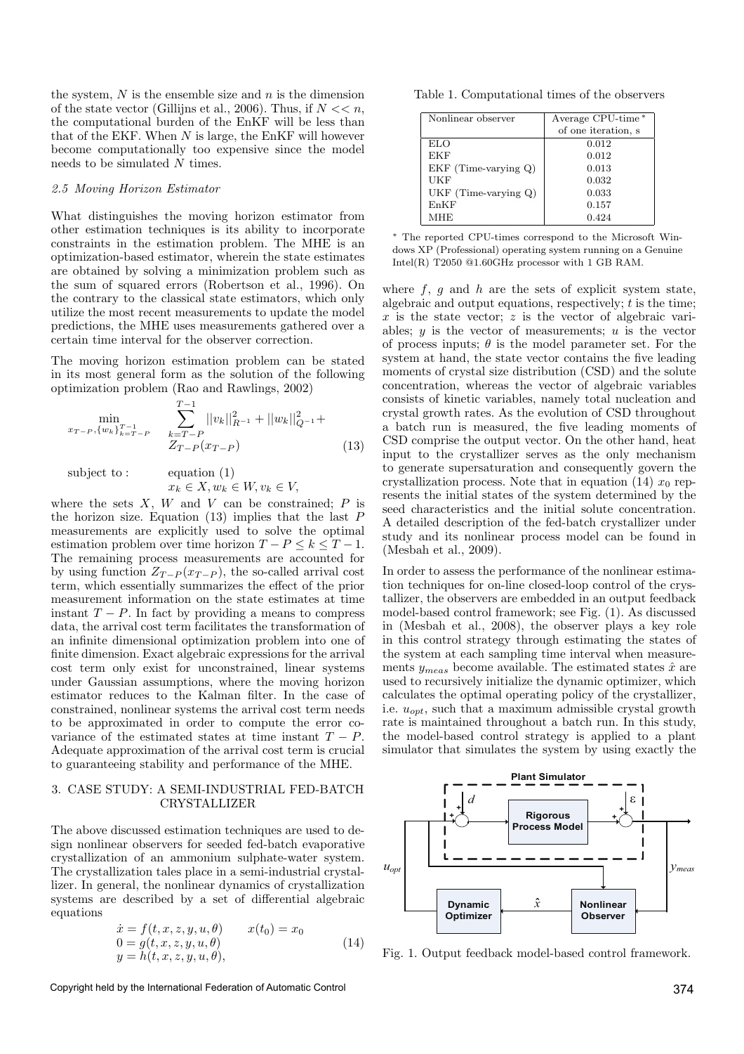the system, $N$ is the ensemble size and $n$ is the dimension of the state vector (Gillijns et al., 2006). Thus, if $N << n$, the computational burden of the EnKF will be less than that of the EKF. When $N$ is large, the EnKF will however become computationally too expensive since the model needs to be simulated $N$ times.

### *2.5 Moving Horizon Estimator*

What distinguishes the moving horizon estimator from other estimation techniques is its ability to incorporate constraints in the estimation problem. The MHE is an optimization-based estimator, wherein the state estimates are obtained by solving a minimization problem such as the sum of squared errors (Robertson et al., 1996). On the contrary to the classical state estimators, which only utilize the most recent measurements to update the model predictions, the MHE uses measurements gathered over a certain time interval for the observer correction.

The moving horizon estimation problem can be stated in its most general form as the solution of the following optimization problem (Rao and Rawlings, 2002)

$$\min_{x_{T-P},\{w_k\}_{k=T-P}^{T-1}} \sum_{k=T-P}^{T-1} ||v_k||^2_{R^{-1}} + ||w_k||^2_{Q^{-1}} + Z_{T-P}(x_{T-P}) \tag{13}$$

subject to : equation (1)

$$x_k \in X, w_k \in W, v_k \in V,$$

where the sets $X$, $W$ and $V$ can be constrained; $P$ is the horizon size. Equation (13) implies that the last $P$ measurements are explicitly used to solve the optimal estimation problem over time horizon $T - P \leq k \leq T - 1$. The remaining process measurements are accounted for by using function $Z_{T-P}(x_{T-P})$, the so-called arrival cost term, which essentially summarizes the effect of the prior measurement information on the state estimates at time instant $T - P$. In fact by providing a means to compress data, the arrival cost term facilitates the transformation of an infinite dimensional optimization problem into one of finite dimension. Exact algebraic expressions for the arrival cost term only exist for unconstrained, linear systems under Gaussian assumptions, where the moving horizon estimator reduces to the Kalman filter. In the case of constrained, nonlinear systems the arrival cost term needs to be approximated in order to compute the error covariance of the estimated states at time instant $T - P$. Adequate approximation of the arrival cost term is crucial to guaranteeing stability and performance of the MHE.

## 3. CASE STUDY: A SEMI-INDUSTRIAL FED-BATCH CRYSTALLIZER

The above discussed estimation techniques are used to design nonlinear observers for seeded fed-batch evaporative crystallization of an ammonium sulphate-water system. The crystallization tales place in a semi-industrial crystallizer. In general, the nonlinear dynamics of crystallization systems are described by a set of differential algebraic equations

$$\begin{aligned} \dot{x} &= f(t, x, z, y, u, \theta) \qquad x(t_0) = x_0 \\ 0 &= g(t, x, z, y, u, \theta) \\ y &= h(t, x, z, y, u, \theta), \end{aligned} \tag{14}$$

Table 1. Computational times of the observers

| Nonlinear observer | Average CPU-time* of one iteration, s |
|---|---|
| ELO | 0.012 |
| EKF | 0.012 |
| EKF (Time-varying Q) | 0.013 |
| UKF | 0.032 |
| UKF (Time-varying Q) | 0.033 |
| EnKF | 0.157 |
| MHE | 0.424 |

\* The reported CPU-times correspond to the Microsoft Windows XP (Professional) operating system running on a Genuine Intel(R) T2050 @1.60GHz processor with 1 GB RAM.

where $f$, $g$ and $h$ are the sets of explicit system state, algebraic and output equations, respectively; $t$ is the time; $x$ is the state vector; $z$ is the vector of algebraic variables; $y$ is the vector of measurements; $u$ is the vector of process inputs; $\theta$ is the model parameter set. For the system at hand, the state vector contains the five leading moments of crystal size distribution (CSD) and the solute concentration, whereas the vector of algebraic variables consists of kinetic variables, namely total nucleation and crystal growth rates. As the evolution of CSD throughout a batch run is measured, the five leading moments of CSD comprise the output vector. On the other hand, heat input to the crystallizer serves as the only mechanism to generate supersaturation and consequently govern the crystallization process. Note that in equation (14) $x_0$ represents the initial states of the system determined by the seed characteristics and the initial solute concentration. A detailed description of the fed-batch crystallizer under study and its nonlinear process model can be found in (Mesbah et al., 2009).

In order to assess the performance of the nonlinear estimation techniques for on-line closed-loop control of the crystallizer, the observers are embedded in an output feedback model-based control framework; see Fig. (1). As discussed in (Mesbah et al., 2008), the observer plays a key role in this control strategy through estimating the states of the system at each sampling time interval when measurements $y_{meas}$ become available. The estimated states $\hat{x}$ are used to recursively initialize the dynamic optimizer, which calculates the optimal operating policy of the crystallizer, i.e. $u_{opt}$, such that a maximum admissible crystal growth rate is maintained throughout a batch run. In this study, the model-based control strategy is applied to a plant simulator that simulates the system by using exactly the

Fig. 1. Output feedback model-based control framework.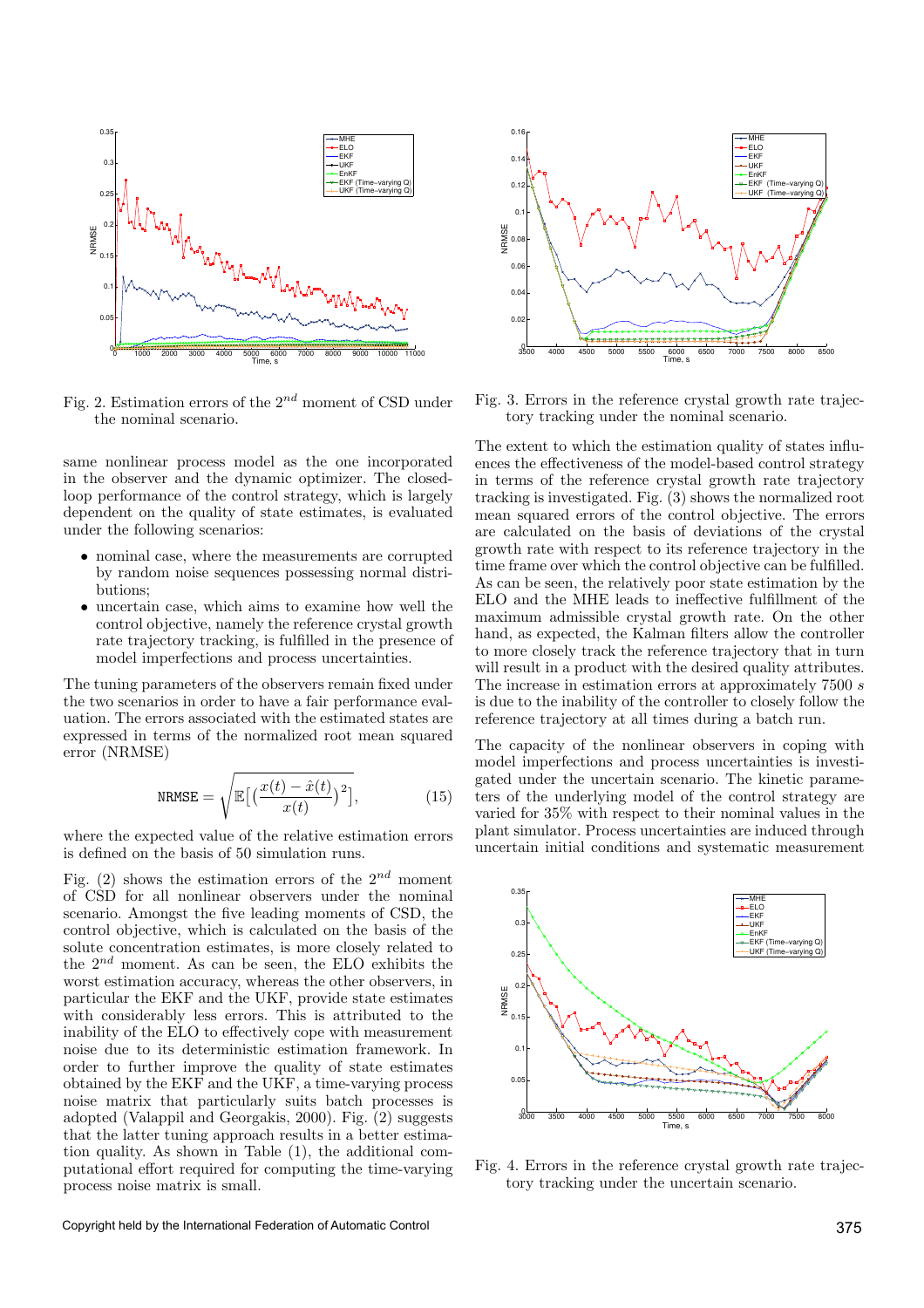Fig. 2. Estimation errors of the $2^{nd}$ moment of CSD under the nominal scenario.

same nonlinear process model as the one incorporated in the observer and the dynamic optimizer. The closed-loop performance of the control strategy, which is largely dependent on the quality of state estimates, is evaluated under the following scenarios:

- nominal case, where the measurements are corrupted by random noise sequences possessing normal distributions;
- uncertain case, which aims to examine how well the control objective, namely the reference crystal growth rate trajectory tracking, is fulfilled in the presence of model imperfections and process uncertainties.

The tuning parameters of the observers remain fixed under the two scenarios in order to have a fair performance evaluation. The errors associated with the estimated states are expressed in terms of the normalized root mean squared error (NRMSE)

$$\texttt{NRMSE} = \sqrt{\mathbb{E}\Big[\Big(\frac{x(t) - \hat{x}(t)}{x(t)}\Big)^2\Big]}, \qquad (15)$$

where the expected value of the relative estimation errors is defined on the basis of 50 simulation runs.

Fig. (2) shows the estimation errors of the $2^{nd}$ moment of CSD for all nonlinear observers under the nominal scenario. Amongst the five leading moments of CSD, the control objective, which is calculated on the basis of the solute concentration estimates, is more closely related to the $2^{nd}$ moment. As can be seen, the ELO exhibits the worst estimation accuracy, whereas the other observers, in particular the EKF and the UKF, provide state estimates with considerably less errors. This is attributed to the inability of the ELO to effectively cope with measurement noise due to its deterministic estimation framework. In order to further improve the quality of state estimates obtained by the EKF and the UKF, a time-varying process noise matrix that particularly suits batch processes is adopted (Valappil and Georgakis, 2000). Fig. (2) suggests that the latter tuning approach results in a better estimation quality. As shown in Table (1), the additional computational effort required for computing the time-varying process noise matrix is small.

Fig. 3. Errors in the reference crystal growth rate trajectory tracking under the nominal scenario.

The extent to which the estimation quality of states influences the effectiveness of the model-based control strategy in terms of the reference crystal growth rate trajectory tracking is investigated. Fig. (3) shows the normalized root mean squared errors of the control objective. The errors are calculated on the basis of deviations of the crystal growth rate with respect to its reference trajectory in the time frame over which the control objective can be fulfilled. As can be seen, the relatively poor state estimation by the ELO and the MHE leads to ineffective fulfillment of the maximum admissible crystal growth rate. On the other hand, as expected, the Kalman filters allow the controller to more closely track the reference trajectory that in turn will result in a product with the desired quality attributes. The increase in estimation errors at approximately 7500 $s$ is due to the inability of the controller to closely follow the reference trajectory at all times during a batch run.

The capacity of the nonlinear observers in coping with model imperfections and process uncertainties is investigated under the uncertain scenario. The kinetic parameters of the underlying model of the control strategy are varied for 35% with respect to their nominal values in the plant simulator. Process uncertainties are induced through uncertain initial conditions and systematic measurement

Fig. 4. Errors in the reference crystal growth rate trajectory tracking under the uncertain scenario.

Copyright held by the International Federation of Automatic Control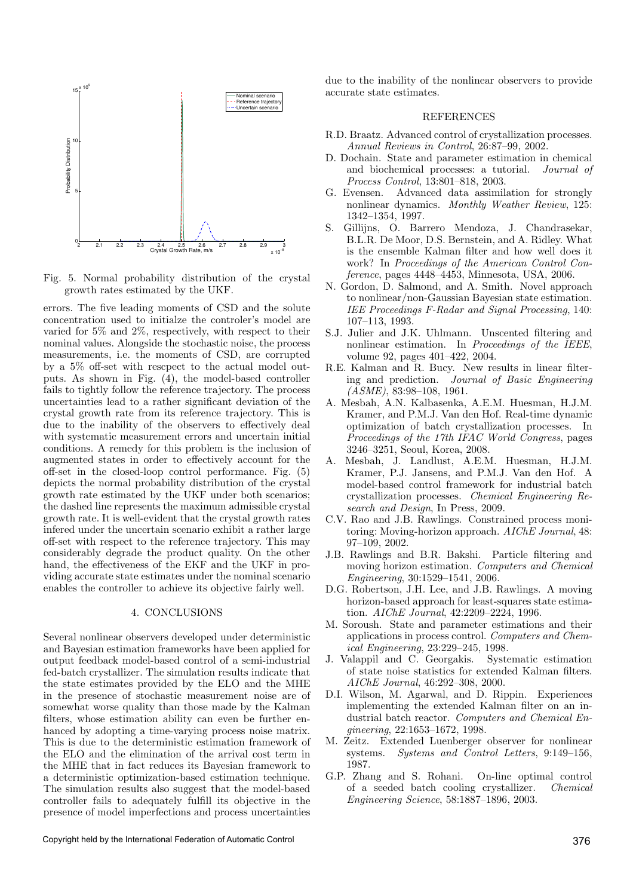15 x 10^9

Nominal scenario
Reference trajectory
Uncertain scenario

Probability Distribution

10

5

0

2 2.1 2.2 2.3 2.4 2.5 2.6 2.7 2.8 2.9 3

Crystal Growth Rate, m/s

x 10^-8

Fig. 5. Normal probability distribution of the crystal growth rates estimated by the UKF.

errors. The five leading moments of CSD and the solute concentration used to initialze the controler's model are varied for 5% and 2%, respectively, with respect to their nominal values. Alongside the stochastic noise, the process measurements, i.e. the moments of CSD, are corrupted by a 5% off-set with rescpect to the actual model outputs. As shown in Fig. (4), the model-based controller fails to tightly follow the reference trajectory. The process uncertainties lead to a rather significant deviation of the crystal growth rate from its reference trajectory. This is due to the inability of the observers to effectively deal with systematic measurement errors and uncertain initial conditions. A remedy for this problem is the inclusion of augmented states in order to effectively account for the off-set in the closed-loop control performance. Fig. (5) depicts the normal probability distribution of the crystal growth rate estimated by the UKF under both scenarios; the dashed line represents the maximum admissible crystal growth rate. It is well-evident that the crystal growth rates infered under the uncertain scenario exhibit a rather large off-set with respect to the reference trajectory. This may considerably degrade the product quality. On the other hand, the effectiveness of the EKF and the UKF in providing accurate state estimates under the nominal scenario enables the controller to achieve its objective fairly well.

## 4. CONCLUSIONS

Several nonlinear observers developed under deterministic and Bayesian estimation frameworks have been applied for output feedback model-based control of a semi-industrial fed-batch crystallizer. The simulation results indicate that the state estimates provided by the ELO and the MHE in the presence of stochastic measurement noise are of somewhat worse quality than those made by the Kalman filters, whose estimation ability can even be further enhanced by adopting a time-varying process noise matrix. This is due to the deterministic estimation framework of the ELO and the elimination of the arrival cost term in the MHE that in fact reduces its Bayesian framework to a deterministic optimization-based estimation technique. The simulation results also suggest that the model-based controller fails to adequately fulfill its objective in the presence of model imperfections and process uncertainties due to the inability of the nonlinear observers to provide accurate state estimates.

## REFERENCES

R.D. Braatz. Advanced control of crystallization processes. *Annual Reviews in Control*, 26:87–99, 2002.

D. Dochain. State and parameter estimation in chemical and biochemical processes: a tutorial. *Journal of Process Control*, 13:801–818, 2003.

G. Evensen. Advanced data assimilation for strongly nonlinear dynamics. *Monthly Weather Review*, 125: 1342–1354, 1997.

S. Gillijns, O. Barrero Mendoza, J. Chandrasekar, B.L.R. De Moor, D.S. Bernstein, and A. Ridley. What is the ensemble Kalman filter and how well does it work? In *Proceedings of the American Control Conference*, pages 4448–4453, Minnesota, USA, 2006.

N. Gordon, D. Salmond, and A. Smith. Novel approach to nonlinear/non-Gaussian Bayesian state estimation. *IEE Proceedings F-Radar and Signal Processing*, 140: 107–113, 1993.

S.J. Julier and J.K. Uhlmann. Unscented filtering and nonlinear estimation. In *Proceedings of the IEEE*, volume 92, pages 401–422, 2004.

R.E. Kalman and R. Bucy. New results in linear filtering and prediction. *Journal of Basic Engineering (ASME)*, 83:98–108, 1961.

A. Mesbah, A.N. Kalbasenka, A.E.M. Huesman, H.J.M. Kramer, and P.M.J. Van den Hof. Real-time dynamic optimization of batch crystallization processes. In *Proceedings of the 17th IFAC World Congress*, pages 3246–3251, Seoul, Korea, 2008.

A. Mesbah, J. Landlust, A.E.M. Huesman, H.J.M. Kramer, P.J. Jansens, and P.M.J. Van den Hof. A model-based control framework for industrial batch crystallization processes. *Chemical Engineering Research and Design*, In Press, 2009.

C.V. Rao and J.B. Rawlings. Constrained process monitoring: Moving-horizon approach. *AIChE Journal*, 48: 97–109, 2002.

J.B. Rawlings and B.R. Bakshi. Particle filtering and moving horizon estimation. *Computers and Chemical Engineering*, 30:1529–1541, 2006.

D.G. Robertson, J.H. Lee, and J.B. Rawlings. A moving horizon-based approach for least-squares state estimation. *AIChE Journal*, 42:2209–2224, 1996.

M. Soroush. State and parameter estimations and their applications in process control. *Computers and Chemical Engineering*, 23:229–245, 1998.

J. Valappil and C. Georgakis. Systematic estimation of state noise statistics for extended Kalman filters. *AIChE Journal*, 46:292–308, 2000.

D.I. Wilson, M. Agarwal, and D. Rippin. Experiences implementing the extended Kalman filter on an industrial batch reactor. *Computers and Chemical Engineering*, 22:1653–1672, 1998.

M. Zeitz. Extended Luenberger observer for nonlinear systems. *Systems and Control Letters*, 9:149–156, 1987.

G.P. Zhang and S. Rohani. On-line optimal control of a seeded batch cooling crystallizer. *Chemical Engineering Science*, 58:1887–1896, 2003.